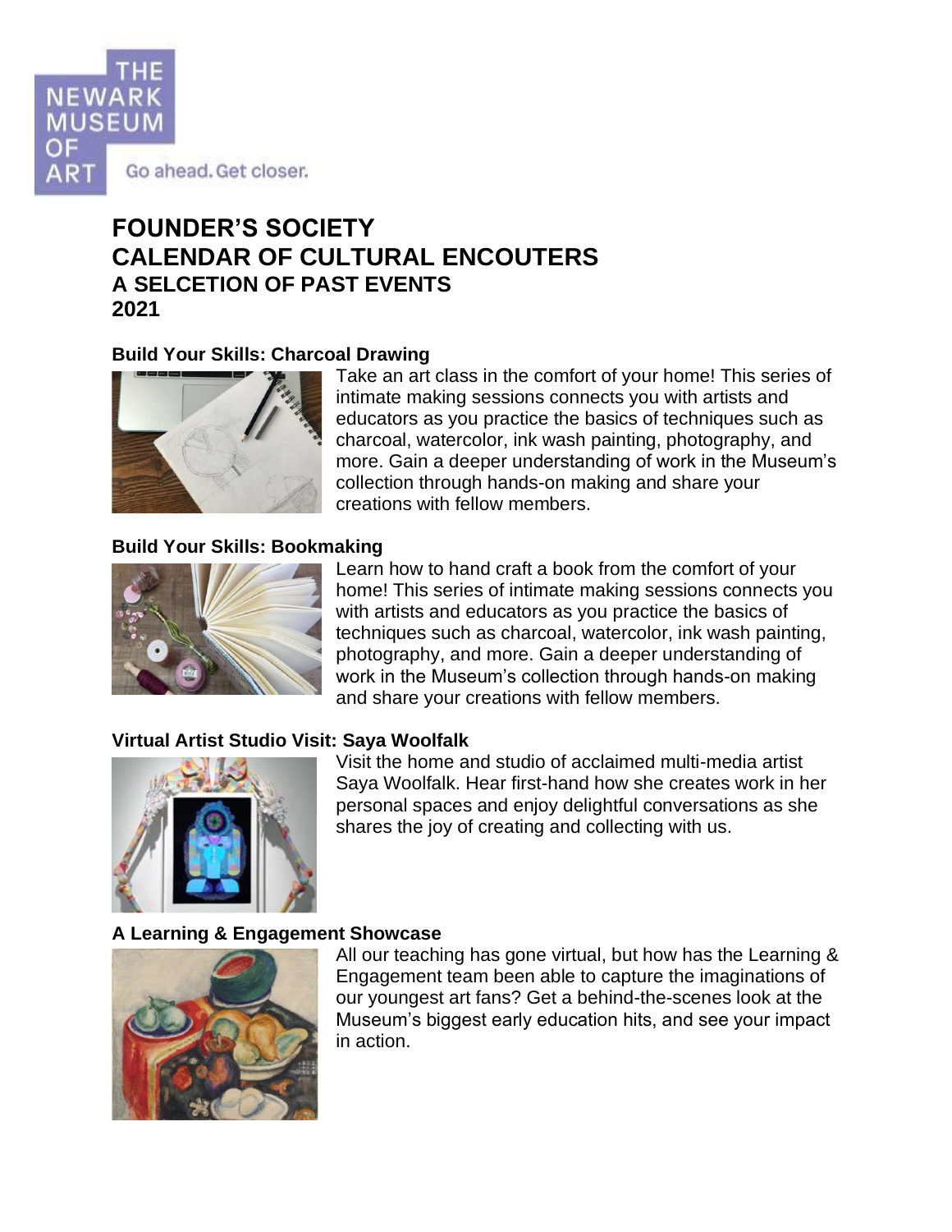THE NEWARK MUSEUM OF ART

Go ahead. Get closer.

# FOUNDER'S SOCIETY
# CALENDAR OF CULTURAL ENCOUTERS
## A SELCETION OF PAST EVENTS
## 2021

### Build Your Skills: Charcoal Drawing

Take an art class in the comfort of your home! This series of intimate making sessions connects you with artists and educators as you practice the basics of techniques such as charcoal, watercolor, ink wash painting, photography, and more. Gain a deeper understanding of work in the Museum's collection through hands-on making and share your creations with fellow members.

### Build Your Skills: Bookmaking

Learn how to hand craft a book from the comfort of your home! This series of intimate making sessions connects you with artists and educators as you practice the basics of techniques such as charcoal, watercolor, ink wash painting, photography, and more. Gain a deeper understanding of work in the Museum's collection through hands-on making and share your creations with fellow members.

### Virtual Artist Studio Visit: Saya Woolfalk

Visit the home and studio of acclaimed multi-media artist Saya Woolfalk. Hear first-hand how she creates work in her personal spaces and enjoy delightful conversations as she shares the joy of creating and collecting with us.

### A Learning & Engagement Showcase

All our teaching has gone virtual, but how has the Learning & Engagement team been able to capture the imaginations of our youngest art fans? Get a behind-the-scenes look at the Museum's biggest early education hits, and see your impact in action.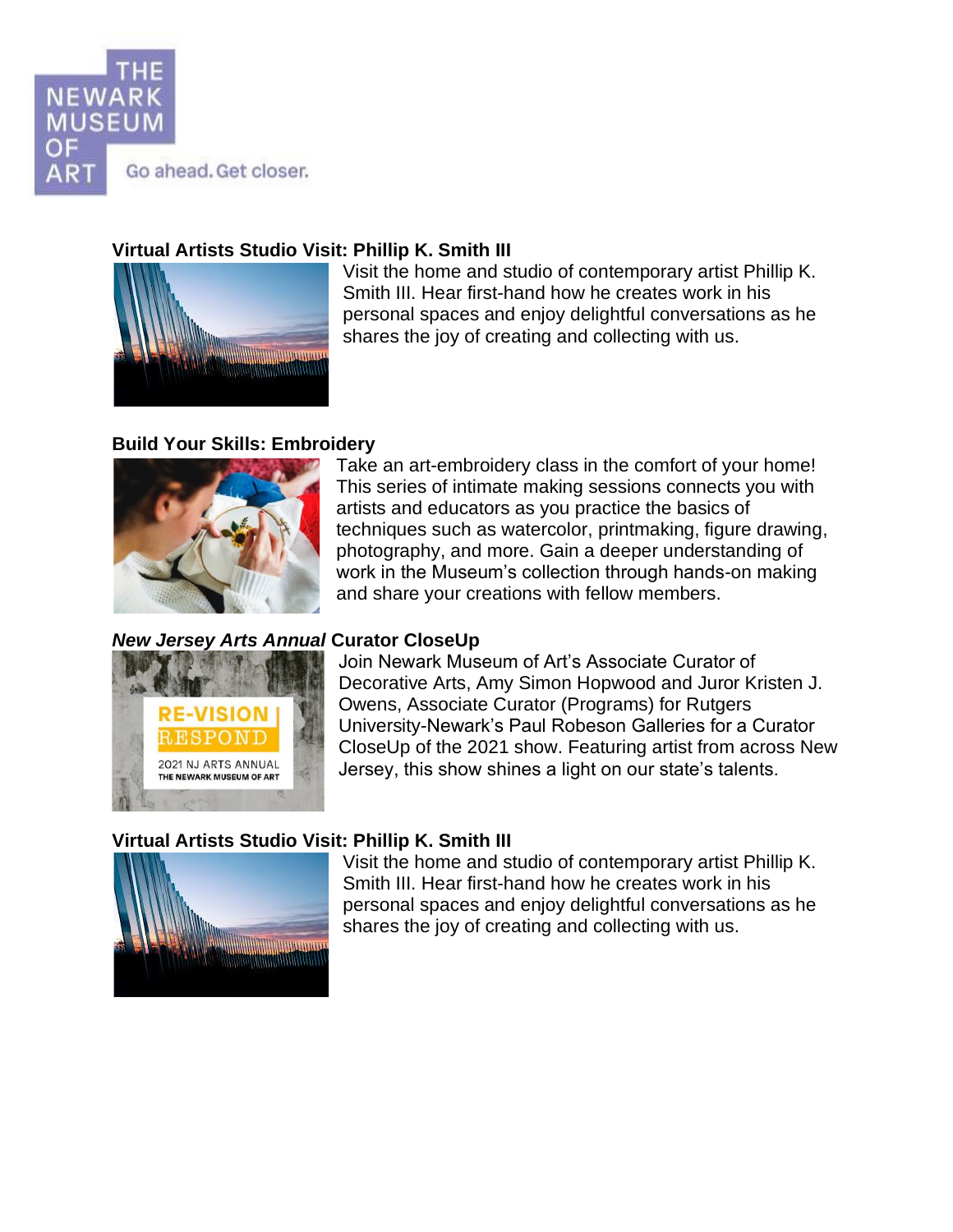THE NEWARK MUSEUM OF ART

Go ahead. Get closer.

## Virtual Artists Studio Visit: Phillip K. Smith III

Visit the home and studio of contemporary artist Phillip K. Smith III. Hear first-hand how he creates work in his personal spaces and enjoy delightful conversations as he shares the joy of creating and collecting with us.

## Build Your Skills: Embroidery

Take an art-embroidery class in the comfort of your home! This series of intimate making sessions connects you with artists and educators as you practice the basics of techniques such as watercolor, printmaking, figure drawing, photography, and more. Gain a deeper understanding of work in the Museum's collection through hands-on making and share your creations with fellow members.

## *New Jersey Arts Annual* Curator CloseUp

Join Newark Museum of Art's Associate Curator of Decorative Arts, Amy Simon Hopwood and Juror Kristen J. Owens, Associate Curator (Programs) for Rutgers University-Newark's Paul Robeson Galleries for a Curator CloseUp of the 2021 show. Featuring artist from across New Jersey, this show shines a light on our state's talents.

## Virtual Artists Studio Visit: Phillip K. Smith III

Visit the home and studio of contemporary artist Phillip K. Smith III. Hear first-hand how he creates work in his personal spaces and enjoy delightful conversations as he shares the joy of creating and collecting with us.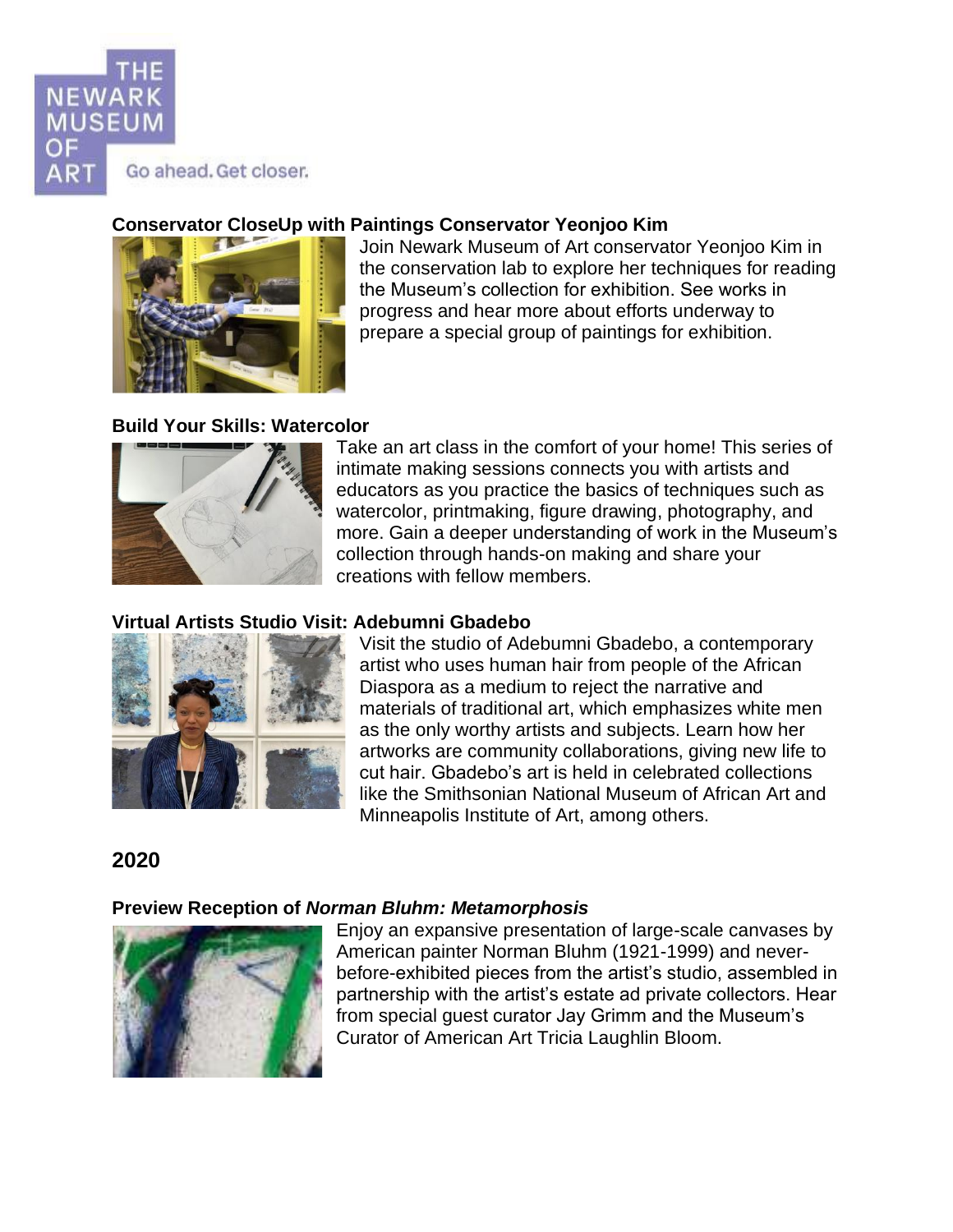THE NEWARK MUSEUM OF ART

Go ahead. Get closer.

### Conservator CloseUp with Paintings Conservator Yeonjoo Kim

Join Newark Museum of Art conservator Yeonjoo Kim in the conservation lab to explore her techniques for reading the Museum's collection for exhibition. See works in progress and hear more about efforts underway to prepare a special group of paintings for exhibition.

### Build Your Skills: Watercolor

Take an art class in the comfort of your home! This series of intimate making sessions connects you with artists and educators as you practice the basics of techniques such as watercolor, printmaking, figure drawing, photography, and more. Gain a deeper understanding of work in the Museum's collection through hands-on making and share your creations with fellow members.

### Virtual Artists Studio Visit: Adebumni Gbadebo

Visit the studio of Adebumni Gbadebo, a contemporary artist who uses human hair from people of the African Diaspora as a medium to reject the narrative and materials of traditional art, which emphasizes white men as the only worthy artists and subjects. Learn how her artworks are community collaborations, giving new life to cut hair. Gbadebo's art is held in celebrated collections like the Smithsonian National Museum of African Art and Minneapolis Institute of Art, among others.

## 2020

### Preview Reception of *Norman Bluhm: Metamorphosis*

Enjoy an expansive presentation of large-scale canvases by American painter Norman Bluhm (1921-1999) and never-before-exhibited pieces from the artist's studio, assembled in partnership with the artist's estate ad private collectors. Hear from special guest curator Jay Grimm and the Museum's Curator of American Art Tricia Laughlin Bloom.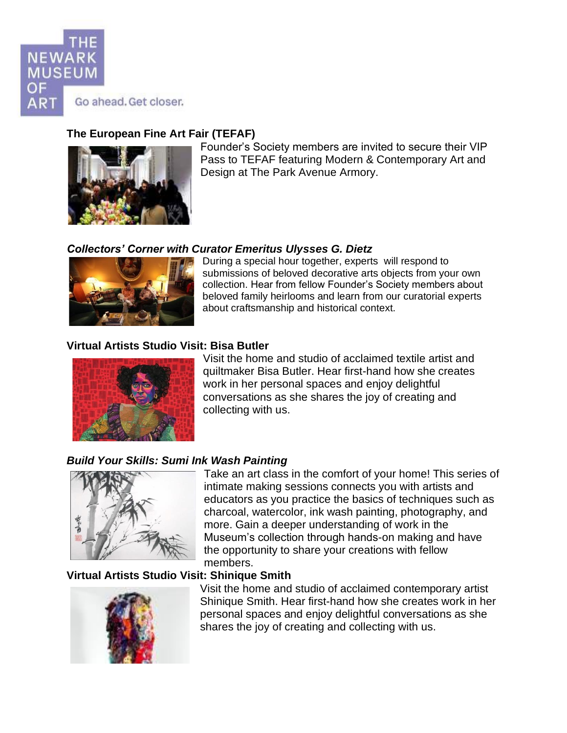THE NEWARK MUSEUM OF ART

Go ahead. Get closer.

**The European Fine Art Fair (TEFAF)**

Founder's Society members are invited to secure their VIP Pass to TEFAF featuring Modern & Contemporary Art and Design at The Park Avenue Armory.

***Collectors' Corner with Curator Emeritus Ulysses G. Dietz***

During a special hour together, experts will respond to submissions of beloved decorative arts objects from your own collection. Hear from fellow Founder's Society members about beloved family heirlooms and learn from our curatorial experts about craftsmanship and historical context.

**Virtual Artists Studio Visit: Bisa Butler**

Visit the home and studio of acclaimed textile artist and quiltmaker Bisa Butler. Hear first-hand how she creates work in her personal spaces and enjoy delightful conversations as she shares the joy of creating and collecting with us.

***Build Your Skills: Sumi Ink Wash Painting***

Take an art class in the comfort of your home! This series of intimate making sessions connects you with artists and educators as you practice the basics of techniques such as charcoal, watercolor, ink wash painting, photography, and more. Gain a deeper understanding of work in the Museum's collection through hands-on making and have the opportunity to share your creations with fellow members.

**Virtual Artists Studio Visit: Shinique Smith**

Visit the home and studio of acclaimed contemporary artist Shinique Smith. Hear first-hand how she creates work in her personal spaces and enjoy delightful conversations as she shares the joy of creating and collecting with us.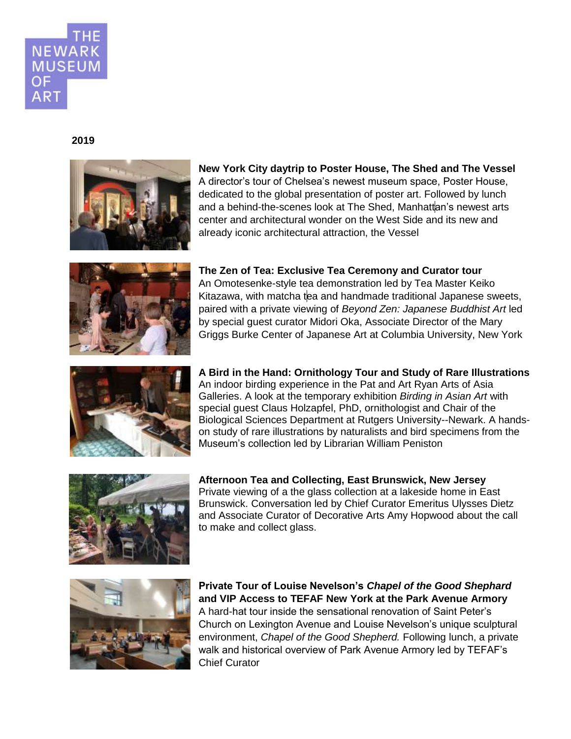THE NEWARK MUSEUM OF ART

**2019**

**New York City daytrip to Poster House, The Shed and The Vessel**
A director's tour of Chelsea's newest museum space, Poster House, dedicated to the global presentation of poster art. Followed by lunch and a behind-the-scenes look at The Shed, Manhattan's newest arts center and architectural wonder on the West Side and its new and already iconic architectural attraction, the Vessel

**The Zen of Tea: Exclusive Tea Ceremony and Curator tour**
An Omotesenke-style tea demonstration led by Tea Master Keiko Kitazawa, with matcha tea and handmade traditional Japanese sweets, paired with a private viewing of *Beyond Zen: Japanese Buddhist Art* led by special guest curator Midori Oka, Associate Director of the Mary Griggs Burke Center of Japanese Art at Columbia University, New York

**A Bird in the Hand: Ornithology Tour and Study of Rare Illustrations**
An indoor birding experience in the Pat and Art Ryan Arts of Asia Galleries. A look at the temporary exhibition *Birding in Asian Art* with special guest Claus Holzapfel, PhD, ornithologist and Chair of the Biological Sciences Department at Rutgers University--Newark. A hands-on study of rare illustrations by naturalists and bird specimens from the Museum's collection led by Librarian William Peniston

**Afternoon Tea and Collecting, East Brunswick, New Jersey**
Private viewing of a the glass collection at a lakeside home in East Brunswick. Conversation led by Chief Curator Emeritus Ulysses Dietz and Associate Curator of Decorative Arts Amy Hopwood about the call to make and collect glass.

**Private Tour of Louise Nevelson's *Chapel of the Good Shephard* and VIP Access to TEFAF New York at the Park Avenue Armory**
A hard-hat tour inside the sensational renovation of Saint Peter's Church on Lexington Avenue and Louise Nevelson's unique sculptural environment, *Chapel of the Good Shepherd.* Following lunch, a private walk and historical overview of Park Avenue Armory led by TEFAF's Chief Curator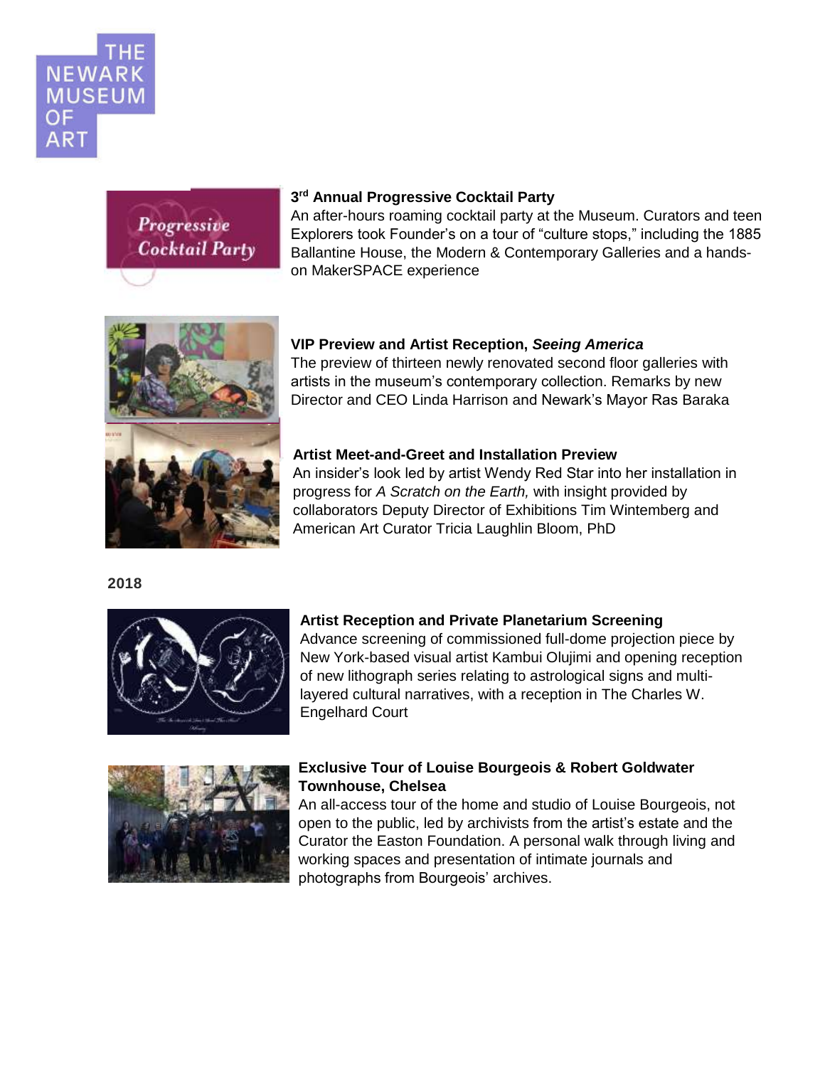### 3rd Annual Progressive Cocktail Party

An after-hours roaming cocktail party at the Museum. Curators and teen Explorers took Founder's on a tour of "culture stops," including the 1885 Ballantine House, the Modern & Contemporary Galleries and a hands-on MakerSPACE experience

### VIP Preview and Artist Reception, *Seeing America*

The preview of thirteen newly renovated second floor galleries with artists in the museum's contemporary collection. Remarks by new Director and CEO Linda Harrison and Newark's Mayor Ras Baraka

### Artist Meet-and-Greet and Installation Preview

An insider's look led by artist Wendy Red Star into her installation in progress for *A Scratch on the Earth,* with insight provided by collaborators Deputy Director of Exhibitions Tim Wintemberg and American Art Curator Tricia Laughlin Bloom, PhD

## 2018

### Artist Reception and Private Planetarium Screening

Advance screening of commissioned full-dome projection piece by New York-based visual artist Kambui Olujimi and opening reception of new lithograph series relating to astrological signs and multi-layered cultural narratives, with a reception in The Charles W. Engelhard Court

### Exclusive Tour of Louise Bourgeois & Robert Goldwater Townhouse, Chelsea

An all-access tour of the home and studio of Louise Bourgeois, not open to the public, led by archivists from the artist's estate and the Curator the Easton Foundation. A personal walk through living and working spaces and presentation of intimate journals and photographs from Bourgeois' archives.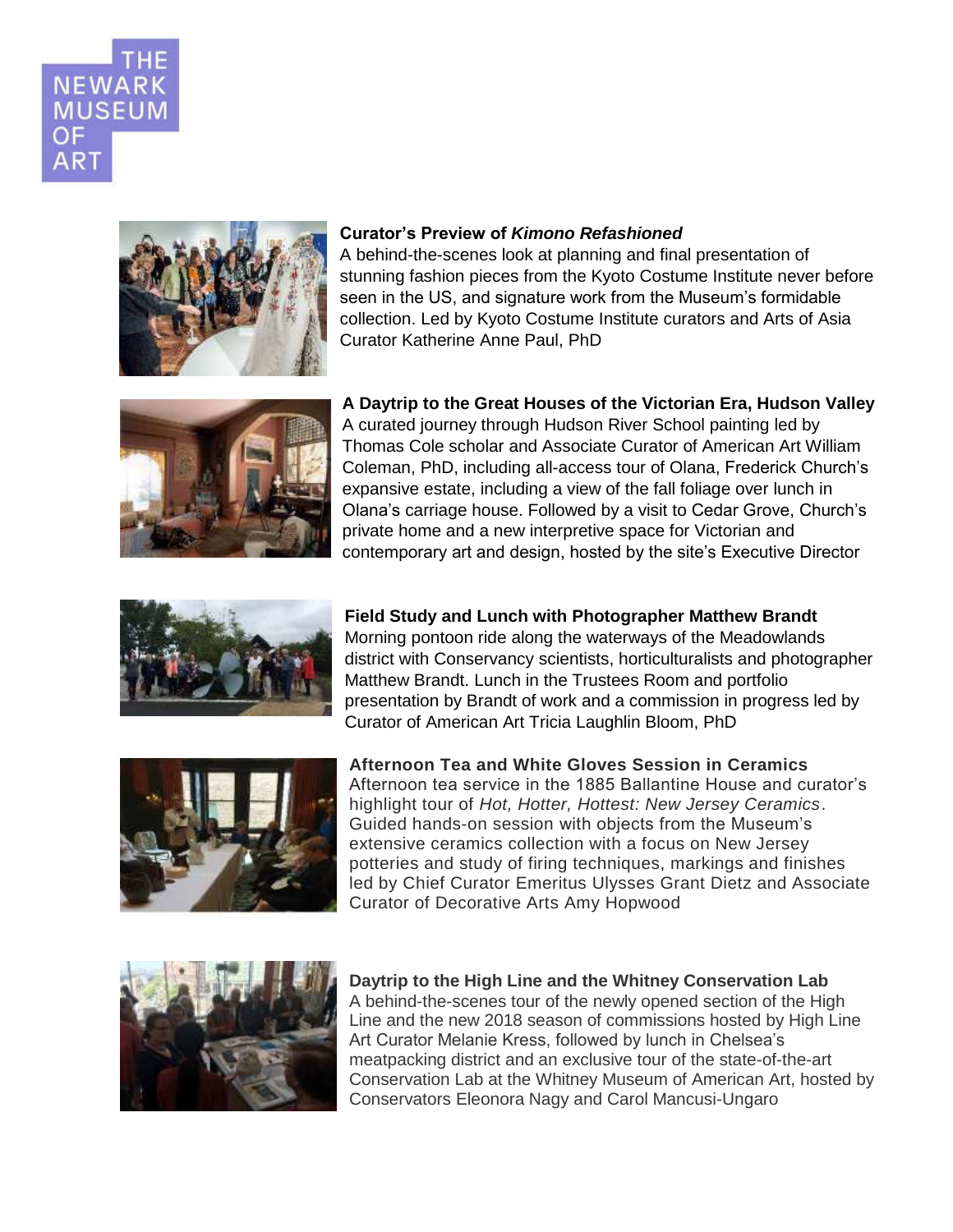THE NEWARK MUSEUM OF ART

**Curator's Preview of *Kimono Refashioned***
A behind-the-scenes look at planning and final presentation of stunning fashion pieces from the Kyoto Costume Institute never before seen in the US, and signature work from the Museum's formidable collection. Led by Kyoto Costume Institute curators and Arts of Asia Curator Katherine Anne Paul, PhD

**A Daytrip to the Great Houses of the Victorian Era, Hudson Valley**
A curated journey through Hudson River School painting led by Thomas Cole scholar and Associate Curator of American Art William Coleman, PhD, including all-access tour of Olana, Frederick Church's expansive estate, including a view of the fall foliage over lunch in Olana's carriage house. Followed by a visit to Cedar Grove, Church's private home and a new interpretive space for Victorian and contemporary art and design, hosted by the site's Executive Director

**Field Study and Lunch with Photographer Matthew Brandt**
Morning pontoon ride along the waterways of the Meadowlands district with Conservancy scientists, horticulturalists and photographer Matthew Brandt. Lunch in the Trustees Room and portfolio presentation by Brandt of work and a commission in progress led by Curator of American Art Tricia Laughlin Bloom, PhD

**Afternoon Tea and White Gloves Session in Ceramics**
Afternoon tea service in the 1885 Ballantine House and curator's highlight tour of *Hot, Hotter, Hottest: New Jersey Ceramics*. Guided hands-on session with objects from the Museum's extensive ceramics collection with a focus on New Jersey potteries and study of firing techniques, markings and finishes led by Chief Curator Emeritus Ulysses Grant Dietz and Associate Curator of Decorative Arts Amy Hopwood

**Daytrip to the High Line and the Whitney Conservation Lab**
A behind-the-scenes tour of the newly opened section of the High Line and the new 2018 season of commissions hosted by High Line Art Curator Melanie Kress, followed by lunch in Chelsea's meatpacking district and an exclusive tour of the state-of-the-art Conservation Lab at the Whitney Museum of American Art, hosted by Conservators Eleonora Nagy and Carol Mancusi-Ungaro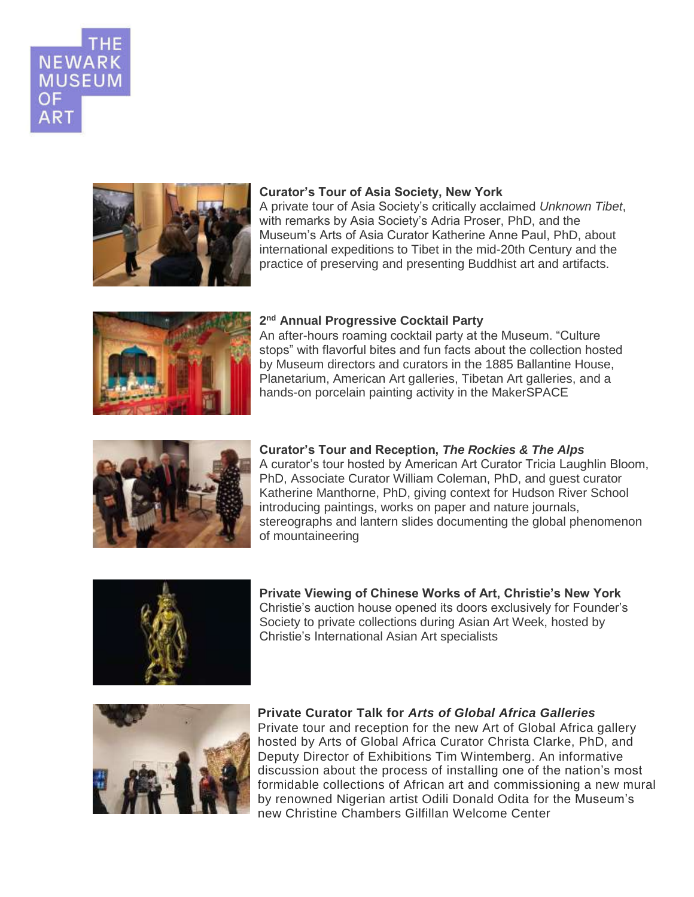THE NEWARK MUSEUM OF ART

**Curator's Tour of Asia Society, New York**
A private tour of Asia Society's critically acclaimed *Unknown Tibet*, with remarks by Asia Society's Adria Proser, PhD, and the Museum's Arts of Asia Curator Katherine Anne Paul, PhD, about international expeditions to Tibet in the mid-20th Century and the practice of preserving and presenting Buddhist art and artifacts.

**2nd Annual Progressive Cocktail Party**
An after-hours roaming cocktail party at the Museum. "Culture stops" with flavorful bites and fun facts about the collection hosted by Museum directors and curators in the 1885 Ballantine House, Planetarium, American Art galleries, Tibetan Art galleries, and a hands-on porcelain painting activity in the MakerSPACE

**Curator's Tour and Reception, *The Rockies & The Alps***
A curator's tour hosted by American Art Curator Tricia Laughlin Bloom, PhD, Associate Curator William Coleman, PhD, and guest curator Katherine Manthorne, PhD, giving context for Hudson River School introducing paintings, works on paper and nature journals, stereographs and lantern slides documenting the global phenomenon of mountaineering

**Private Viewing of Chinese Works of Art, Christie's New York**
Christie's auction house opened its doors exclusively for Founder's Society to private collections during Asian Art Week, hosted by Christie's International Asian Art specialists

**Private Curator Talk for *Arts of Global Africa Galleries***
Private tour and reception for the new Art of Global Africa gallery hosted by Arts of Global Africa Curator Christa Clarke, PhD, and Deputy Director of Exhibitions Tim Wintemberg. An informative discussion about the process of installing one of the nation's most formidable collections of African art and commissioning a new mural by renowned Nigerian artist Odili Donald Odita for the Museum's new Christine Chambers Gilfillan Welcome Center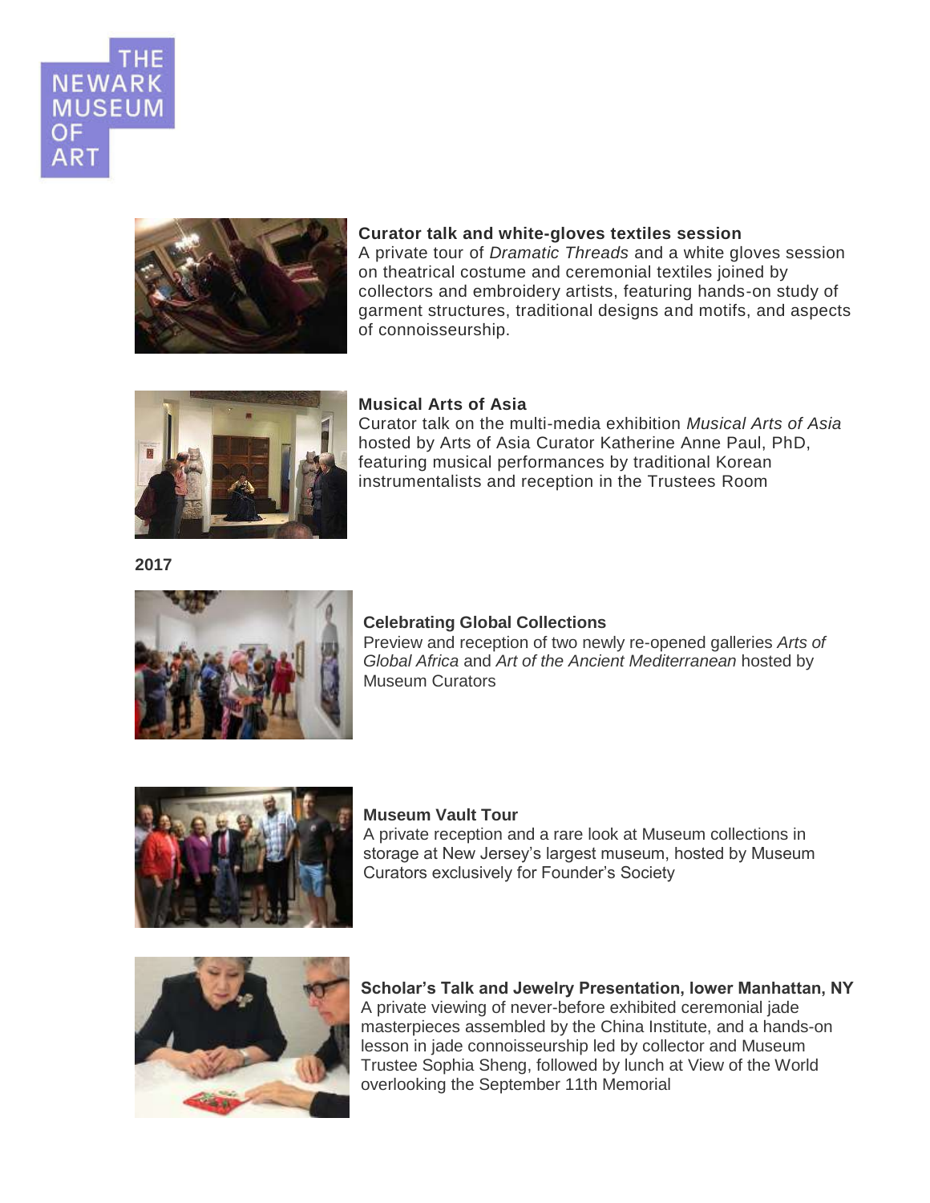**Curator talk and white-gloves textiles session**
A private tour of *Dramatic Threads* and a white gloves session on theatrical costume and ceremonial textiles joined by collectors and embroidery artists, featuring hands-on study of garment structures, traditional designs and motifs, and aspects of connoisseurship.

**Musical Arts of Asia**
Curator talk on the multi-media exhibition *Musical Arts of Asia* hosted by Arts of Asia Curator Katherine Anne Paul, PhD, featuring musical performances by traditional Korean instrumentalists and reception in the Trustees Room

**2017**

**Celebrating Global Collections**
Preview and reception of two newly re-opened galleries *Arts of Global Africa* and *Art of the Ancient Mediterranean* hosted by Museum Curators

**Museum Vault Tour**
A private reception and a rare look at Museum collections in storage at New Jersey's largest museum, hosted by Museum Curators exclusively for Founder's Society

**Scholar's Talk and Jewelry Presentation, lower Manhattan, NY**
A private viewing of never-before exhibited ceremonial jade masterpieces assembled by the China Institute, and a hands-on lesson in jade connoisseurship led by collector and Museum Trustee Sophia Sheng, followed by lunch at View of the World overlooking the September 11th Memorial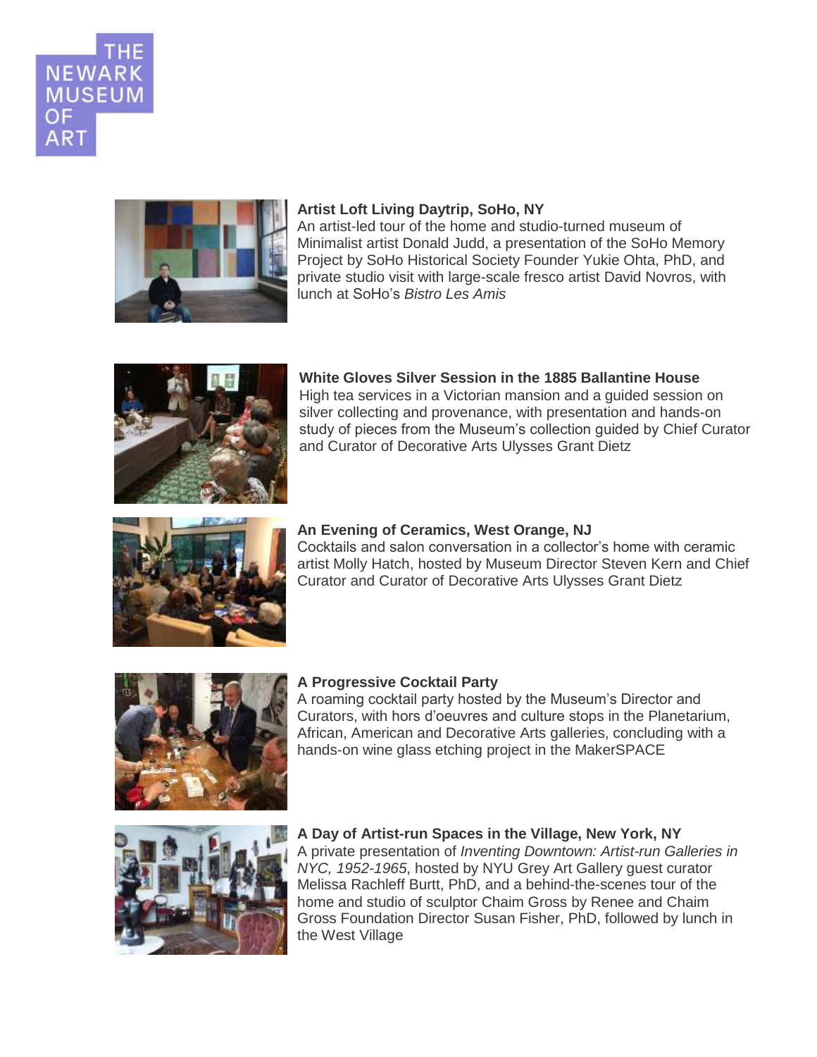**Artist Loft Living Daytrip, SoHo, NY**
An artist-led tour of the home and studio-turned museum of Minimalist artist Donald Judd, a presentation of the SoHo Memory Project by SoHo Historical Society Founder Yukie Ohta, PhD, and private studio visit with large-scale fresco artist David Novros, with lunch at SoHo's *Bistro Les Amis*

**White Gloves Silver Session in the 1885 Ballantine House**
High tea services in a Victorian mansion and a guided session on silver collecting and provenance, with presentation and hands-on study of pieces from the Museum's collection guided by Chief Curator and Curator of Decorative Arts Ulysses Grant Dietz

**An Evening of Ceramics, West Orange, NJ**
Cocktails and salon conversation in a collector's home with ceramic artist Molly Hatch, hosted by Museum Director Steven Kern and Chief Curator and Curator of Decorative Arts Ulysses Grant Dietz

**A Progressive Cocktail Party**
A roaming cocktail party hosted by the Museum's Director and Curators, with hors d'oeuvres and culture stops in the Planetarium, African, American and Decorative Arts galleries, concluding with a hands-on wine glass etching project in the MakerSPACE

**A Day of Artist-run Spaces in the Village, New York, NY**
A private presentation of *Inventing Downtown: Artist-run Galleries in NYC, 1952-1965*, hosted by NYU Grey Art Gallery guest curator Melissa Rachleff Burtt, PhD, and a behind-the-scenes tour of the home and studio of sculptor Chaim Gross by Renee and Chaim Gross Foundation Director Susan Fisher, PhD, followed by lunch in the West Village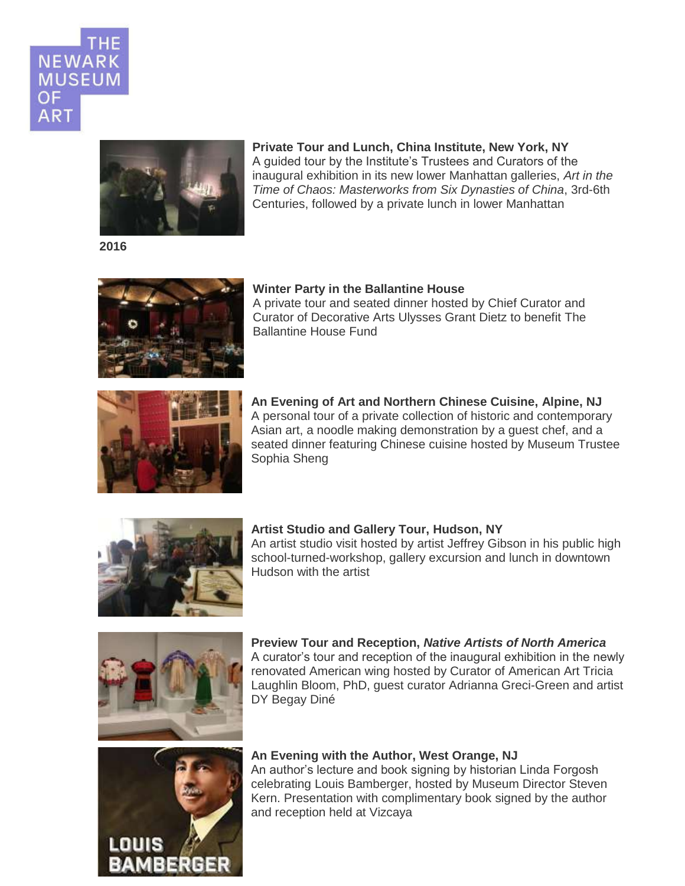**Private Tour and Lunch, China Institute, New York, NY**
A guided tour by the Institute's Trustees and Curators of the inaugural exhibition in its new lower Manhattan galleries, *Art in the Time of Chaos: Masterworks from Six Dynasties of China*, 3rd-6th Centuries, followed by a private lunch in lower Manhattan

## 2016

**Winter Party in the Ballantine House**
A private tour and seated dinner hosted by Chief Curator and Curator of Decorative Arts Ulysses Grant Dietz to benefit The Ballantine House Fund

**An Evening of Art and Northern Chinese Cuisine, Alpine, NJ**
A personal tour of a private collection of historic and contemporary Asian art, a noodle making demonstration by a guest chef, and a seated dinner featuring Chinese cuisine hosted by Museum Trustee Sophia Sheng

**Artist Studio and Gallery Tour, Hudson, NY**
An artist studio visit hosted by artist Jeffrey Gibson in his public high school-turned-workshop, gallery excursion and lunch in downtown Hudson with the artist

**Preview Tour and Reception, *Native Artists of North America***
A curator's tour and reception of the inaugural exhibition in the newly renovated American wing hosted by Curator of American Art Tricia Laughlin Bloom, PhD, guest curator Adrianna Greci-Green and artist DY Begay Diné

**An Evening with the Author, West Orange, NJ**
An author's lecture and book signing by historian Linda Forgosh celebrating Louis Bamberger, hosted by Museum Director Steven Kern. Presentation with complimentary book signed by the author and reception held at Vizcaya